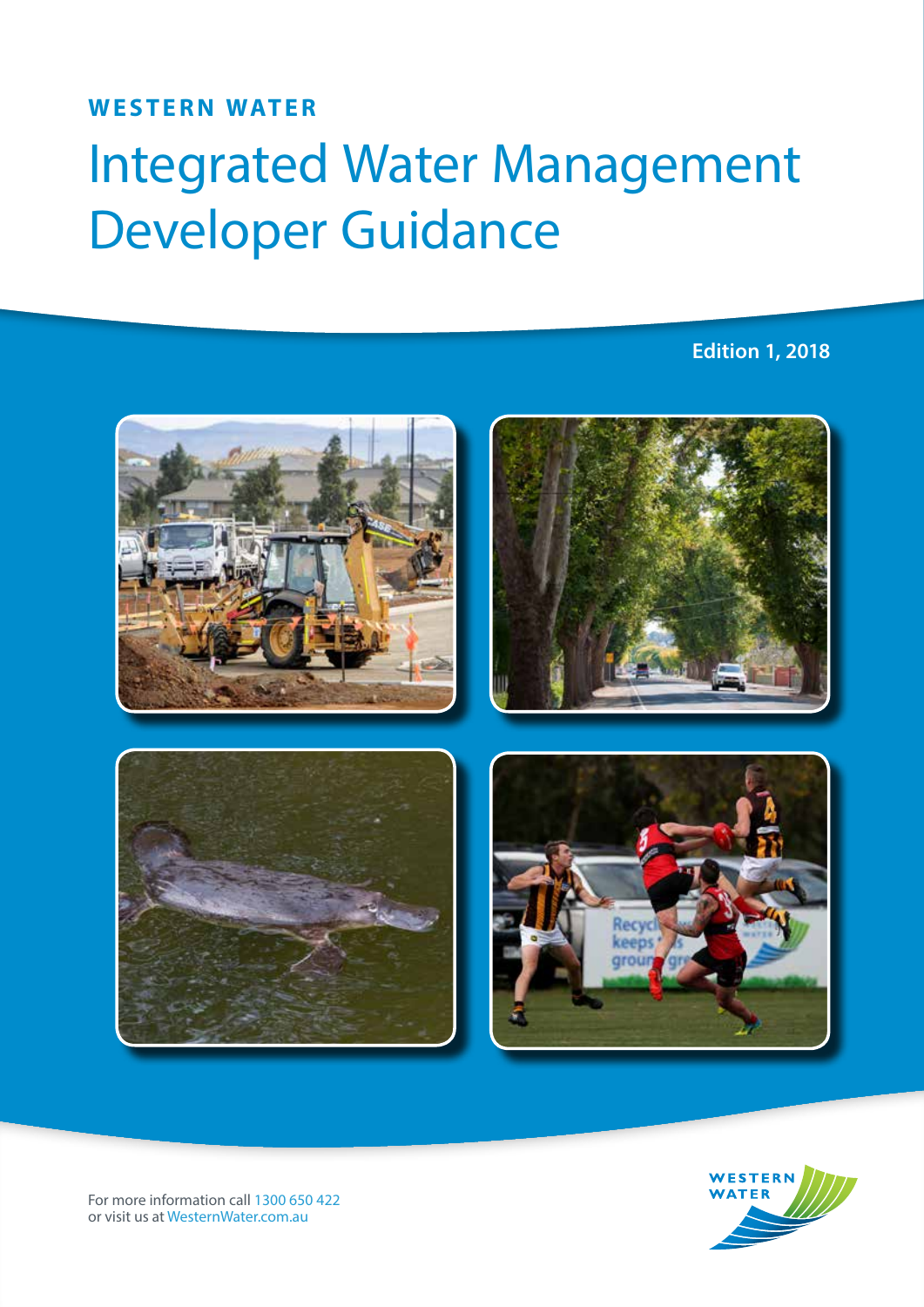**WESTERN WATER**

# Integrated Water Management Developer Guidance

**Edition 1, 2018**

For more information call 1300 650 422
or visit us at WesternWater.com.au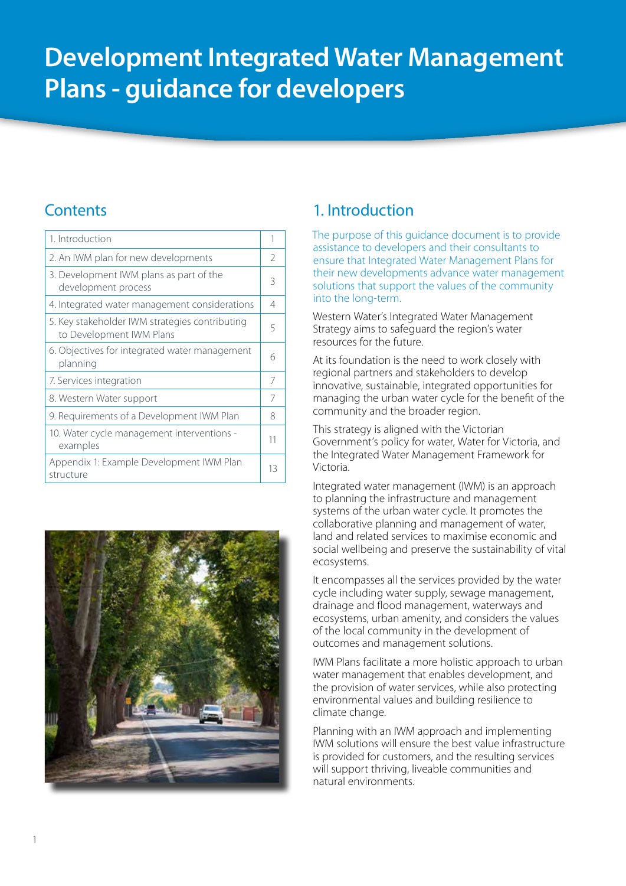# Development Integrated Water Management Plans - guidance for developers

## Contents

| | |
|---|---|
| 1. Introduction | 1 |
| 2. An IWM plan for new developments | 2 |
| 3. Development IWM plans as part of the development process | 3 |
| 4. Integrated water management considerations | 4 |
| 5. Key stakeholder IWM strategies contributing to Development IWM Plans | 5 |
| 6. Objectives for integrated water management planning | 6 |
| 7. Services integration | 7 |
| 8. Western Water support | 7 |
| 9. Requirements of a Development IWM Plan | 8 |
| 10. Water cycle management interventions - examples | 11 |
| Appendix 1: Example Development IWM Plan structure | 13 |

## 1. Introduction

The purpose of this guidance document is to provide assistance to developers and their consultants to ensure that Integrated Water Management Plans for their new developments advance water management solutions that support the values of the community into the long-term.

Western Water's Integrated Water Management Strategy aims to safeguard the region's water resources for the future.

At its foundation is the need to work closely with regional partners and stakeholders to develop innovative, sustainable, integrated opportunities for managing the urban water cycle for the benefit of the community and the broader region.

This strategy is aligned with the Victorian Government's policy for water, Water for Victoria, and the Integrated Water Management Framework for Victoria.

Integrated water management (IWM) is an approach to planning the infrastructure and management systems of the urban water cycle. It promotes the collaborative planning and management of water, land and related services to maximise economic and social wellbeing and preserve the sustainability of vital ecosystems.

It encompasses all the services provided by the water cycle including water supply, sewage management, drainage and flood management, waterways and ecosystems, urban amenity, and considers the values of the local community in the development of outcomes and management solutions.

IWM Plans facilitate a more holistic approach to urban water management that enables development, and the provision of water services, while also protecting environmental values and building resilience to climate change.

Planning with an IWM approach and implementing IWM solutions will ensure the best value infrastructure is provided for customers, and the resulting services will support thriving, liveable communities and natural environments.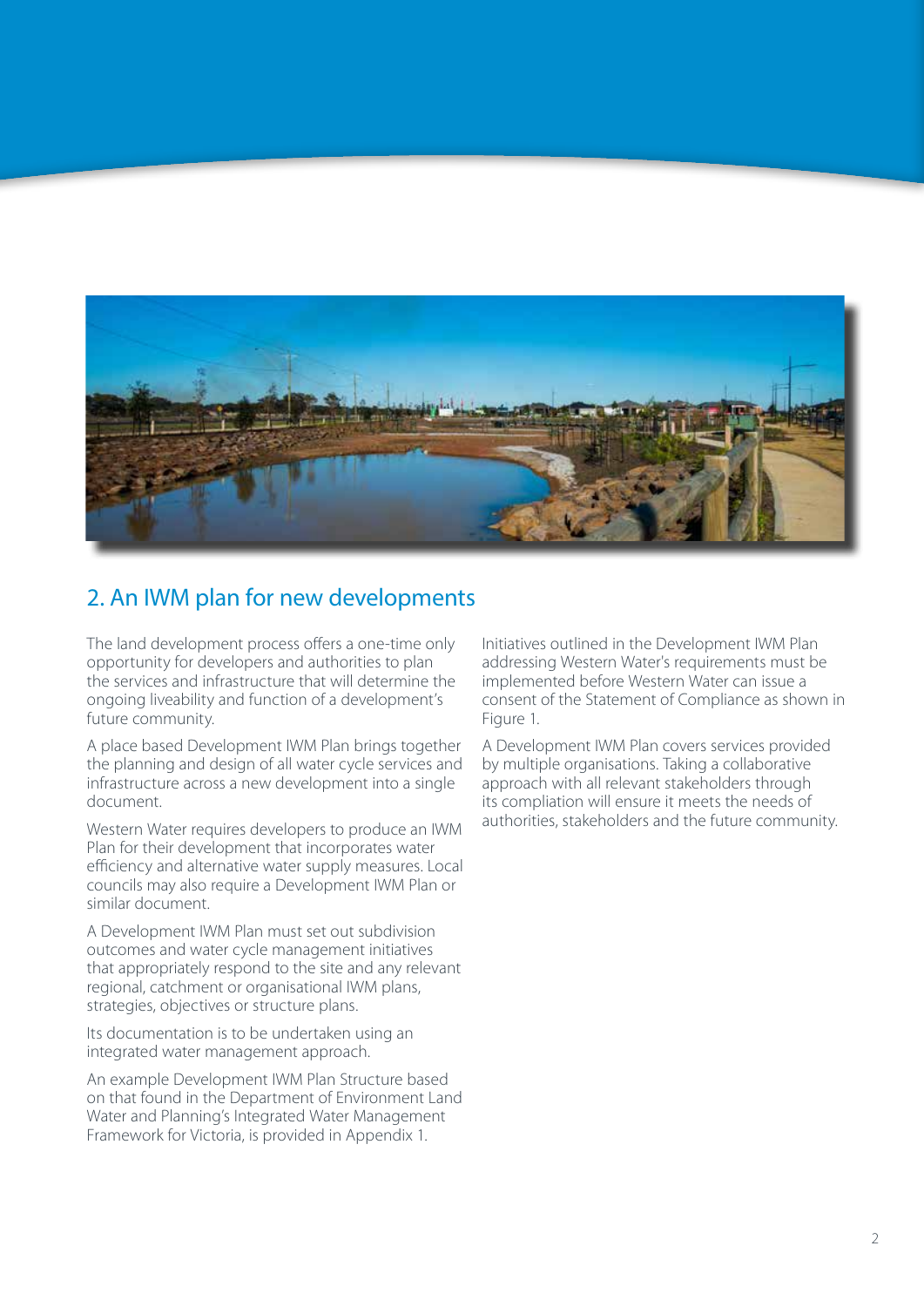## 2. An IWM plan for new developments

The land development process offers a one-time only opportunity for developers and authorities to plan the services and infrastructure that will determine the ongoing liveability and function of a development's future community.

A place based Development IWM Plan brings together the planning and design of all water cycle services and infrastructure across a new development into a single document.

Western Water requires developers to produce an IWM Plan for their development that incorporates water efficiency and alternative water supply measures. Local councils may also require a Development IWM Plan or similar document.

A Development IWM Plan must set out subdivision outcomes and water cycle management initiatives that appropriately respond to the site and any relevant regional, catchment or organisational IWM plans, strategies, objectives or structure plans.

Its documentation is to be undertaken using an integrated water management approach.

An example Development IWM Plan Structure based on that found in the Department of Environment Land Water and Planning's Integrated Water Management Framework for Victoria, is provided in Appendix 1.

Initiatives outlined in the Development IWM Plan addressing Western Water's requirements must be implemented before Western Water can issue a consent of the Statement of Compliance as shown in Figure 1.

A Development IWM Plan covers services provided by multiple organisations. Taking a collaborative approach with all relevant stakeholders through its compliation will ensure it meets the needs of authorities, stakeholders and the future community.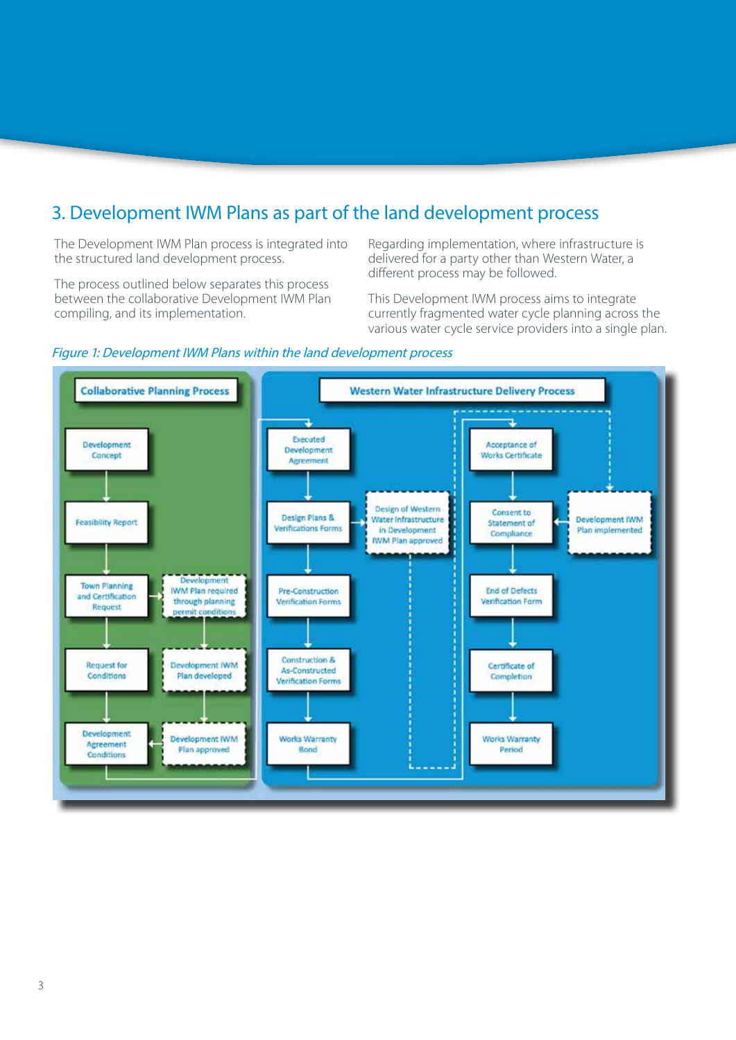## 3. Development IWM Plans as part of the land development process

The Development IWM Plan process is integrated into the structured land development process.

The process outlined below separates this process between the collaborative Development IWM Plan compiling, and its implementation.

Regarding implementation, where infrastructure is delivered for a party other than Western Water, a different process may be followed.

This Development IWM process aims to integrate currently fragmented water cycle planning across the various water cycle service providers into a single plan.

*Figure 1: Development IWM Plans within the land development process*

**Collaborative Planning Process**

- Development Concept
- Feasibility Report
- Town Planning and Certification Request → Development IWM Plan required through planning permit conditions
- Request for Conditions
- Development IWM Plan developed
- Development Agreement Conditions ← Development IWM Plan approved

**Western Water Infrastructure Delivery Process**

- Executed Development Agreement
- Design Plans & Verifications Forms → Design of Western Water Infrastructure in Development IWM Plan approved
- Pre-Construction Verification Forms
- Construction & As-Constructed Verification Forms
- Works Warranty Bond
- Acceptance of Works Certificate
- Consent to Statement of Compliance ← Development IWM Plan implemented
- End of Defects Verification Form
- Certificate of Completion
- Works Warranty Period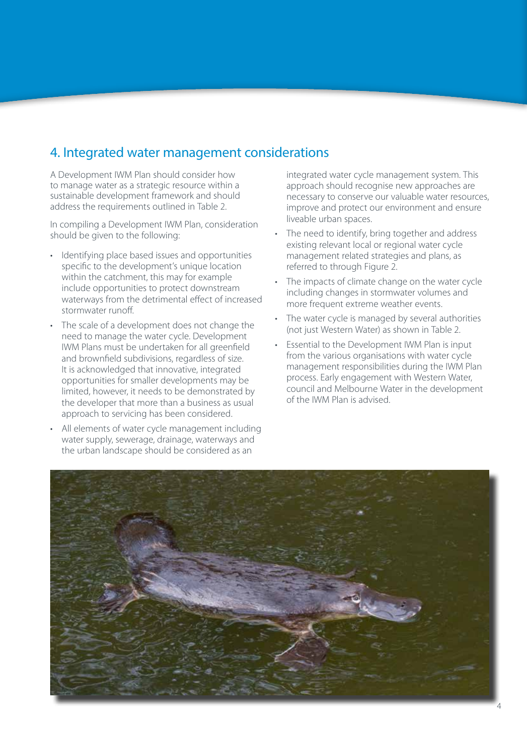## 4. Integrated water management considerations

A Development IWM Plan should consider how to manage water as a strategic resource within a sustainable development framework and should address the requirements outlined in Table 2.

In compiling a Development IWM Plan, consideration should be given to the following:

- Identifying place based issues and opportunities specific to the development's unique location within the catchment, this may for example include opportunities to protect downstream waterways from the detrimental effect of increased stormwater runoff.
- The scale of a development does not change the need to manage the water cycle. Development IWM Plans must be undertaken for all greenfield and brownfield subdivisions, regardless of size. It is acknowledged that innovative, integrated opportunities for smaller developments may be limited, however, it needs to be demonstrated by the developer that more than a business as usual approach to servicing has been considered.
- All elements of water cycle management including water supply, sewerage, drainage, waterways and the urban landscape should be considered as an integrated water cycle management system. This approach should recognise new approaches are necessary to conserve our valuable water resources, improve and protect our environment and ensure liveable urban spaces.
- The need to identify, bring together and address existing relevant local or regional water cycle management related strategies and plans, as referred to through Figure 2.
- The impacts of climate change on the water cycle including changes in stormwater volumes and more frequent extreme weather events.
- The water cycle is managed by several authorities (not just Western Water) as shown in Table 2.
- Essential to the Development IWM Plan is input from the various organisations with water cycle management responsibilities during the IWM Plan process. Early engagement with Western Water, council and Melbourne Water in the development of the IWM Plan is advised.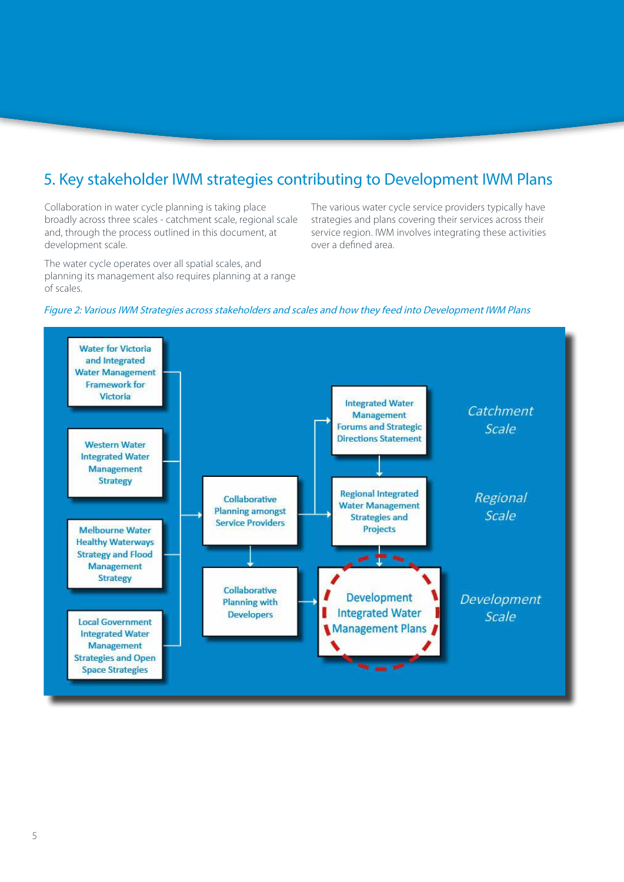## 5. Key stakeholder IWM strategies contributing to Development IWM Plans

Collaboration in water cycle planning is taking place broadly across three scales - catchment scale, regional scale and, through the process outlined in this document, at development scale.

The water cycle operates over all spatial scales, and planning its management also requires planning at a range of scales.

The various water cycle service providers typically have strategies and plans covering their services across their service region. IWM involves integrating these activities over a defined area.

*Figure 2: Various IWM Strategies across stakeholders and scales and how they feed into Development IWM Plans*

Water for Victoria and Integrated Water Management Framework for Victoria

Western Water Integrated Water Management Strategy

Melbourne Water Healthy Waterways Strategy and Flood Management Strategy

Local Government Integrated Water Management Strategies and Open Space Strategies

Collaborative Planning amongst Service Providers

Collaborative Planning with Developers

Integrated Water Management Forums and Strategic Directions Statement

Regional Integrated Water Management Strategies and Projects

Development Integrated Water Management Plans

*Catchment Scale*

*Regional Scale*

*Development Scale*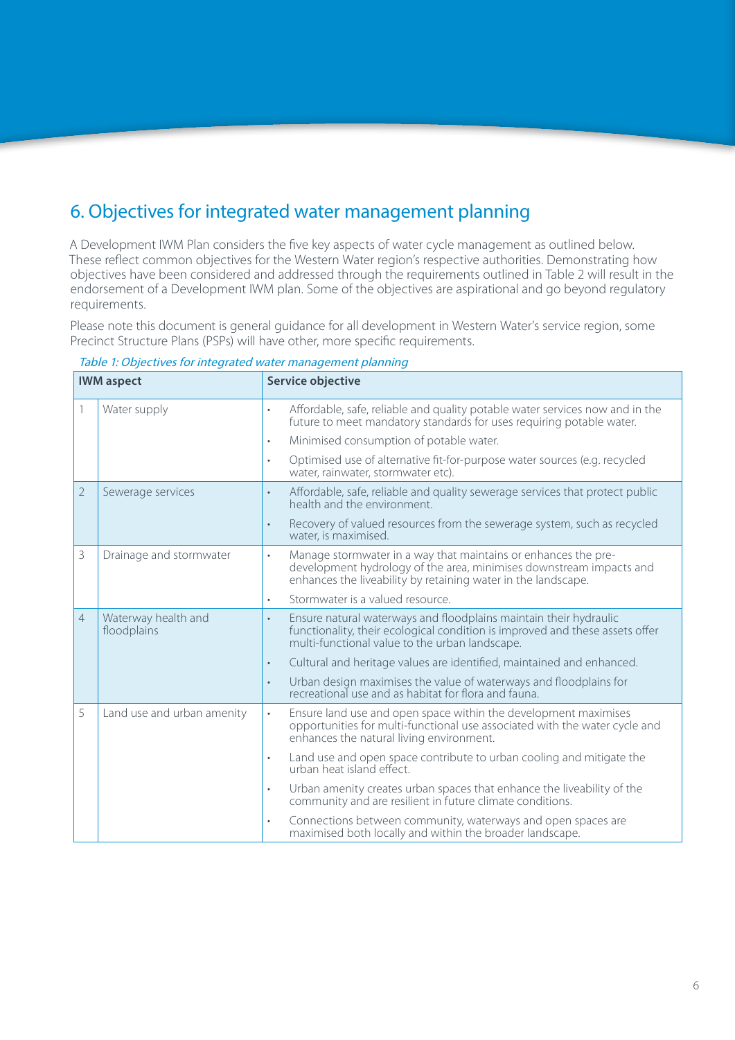# 6. Objectives for integrated water management planning

A Development IWM Plan considers the five key aspects of water cycle management as outlined below. These reflect common objectives for the Western Water region's respective authorities. Demonstrating how objectives have been considered and addressed through the requirements outlined in Table 2 will result in the endorsement of a Development IWM plan. Some of the objectives are aspirational and go beyond regulatory requirements.

Please note this document is general guidance for all development in Western Water's service region, some Precinct Structure Plans (PSPs) will have other, more specific requirements.

*Table 1: Objectives for integrated water management planning*

| IWM aspect | | Service objective |
|---|---|---|
| 1 | Water supply | • Affordable, safe, reliable and quality potable water services now and in the future to meet mandatory standards for uses requiring potable water.<br>• Minimised consumption of potable water.<br>• Optimised use of alternative fit-for-purpose water sources (e.g. recycled water, rainwater, stormwater etc). |
| 2 | Sewerage services | • Affordable, safe, reliable and quality sewerage services that protect public health and the environment.<br>• Recovery of valued resources from the sewerage system, such as recycled water, is maximised. |
| 3 | Drainage and stormwater | • Manage stormwater in a way that maintains or enhances the pre-development hydrology of the area, minimises downstream impacts and enhances the liveability by retaining water in the landscape.<br>• Stormwater is a valued resource. |
| 4 | Waterway health and floodplains | • Ensure natural waterways and floodplains maintain their hydraulic functionality, their ecological condition is improved and these assets offer multi-functional value to the urban landscape.<br>• Cultural and heritage values are identified, maintained and enhanced.<br>• Urban design maximises the value of waterways and floodplains for recreational use and as habitat for flora and fauna. |
| 5 | Land use and urban amenity | • Ensure land use and open space within the development maximises opportunities for multi-functional use associated with the water cycle and enhances the natural living environment.<br>• Land use and open space contribute to urban cooling and mitigate the urban heat island effect.<br>• Urban amenity creates urban spaces that enhance the liveability of the community and are resilient in future climate conditions.<br>• Connections between community, waterways and open spaces are maximised both locally and within the broader landscape. |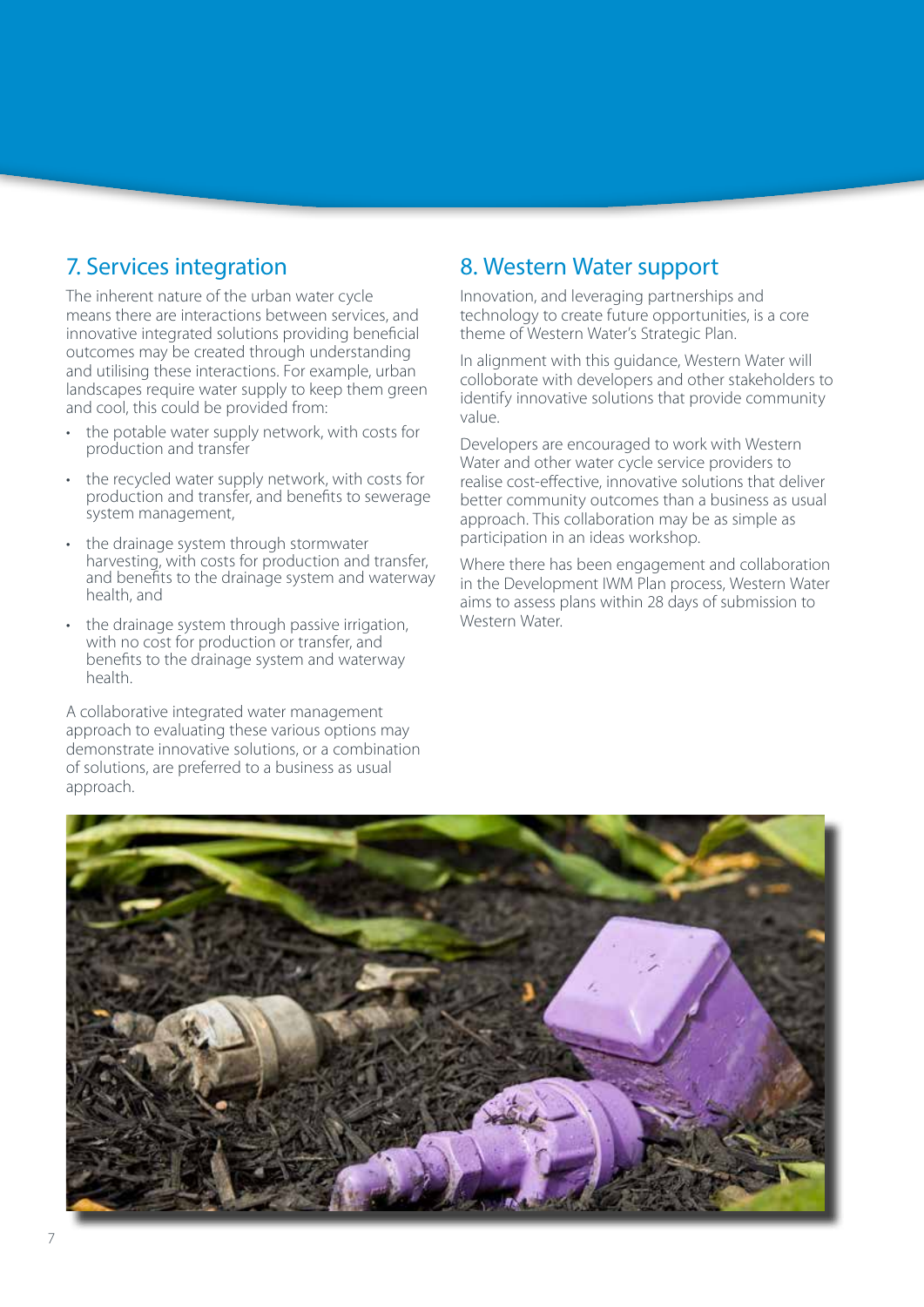## 7. Services integration

The inherent nature of the urban water cycle means there are interactions between services, and innovative integrated solutions providing beneficial outcomes may be created through understanding and utilising these interactions. For example, urban landscapes require water supply to keep them green and cool, this could be provided from:

- the potable water supply network, with costs for production and transfer
- the recycled water supply network, with costs for production and transfer, and benefits to sewerage system management,
- the drainage system through stormwater harvesting, with costs for production and transfer, and benefits to the drainage system and waterway health, and
- the drainage system through passive irrigation, with no cost for production or transfer, and benefits to the drainage system and waterway health.

A collaborative integrated water management approach to evaluating these various options may demonstrate innovative solutions, or a combination of solutions, are preferred to a business as usual approach.

## 8. Western Water support

Innovation, and leveraging partnerships and technology to create future opportunities, is a core theme of Western Water's Strategic Plan.

In alignment with this guidance, Western Water will colloborate with developers and other stakeholders to identify innovative solutions that provide community value.

Developers are encouraged to work with Western Water and other water cycle service providers to realise cost-effective, innovative solutions that deliver better community outcomes than a business as usual approach. This collaboration may be as simple as participation in an ideas workshop.

Where there has been engagement and collaboration in the Development IWM Plan process, Western Water aims to assess plans within 28 days of submission to Western Water.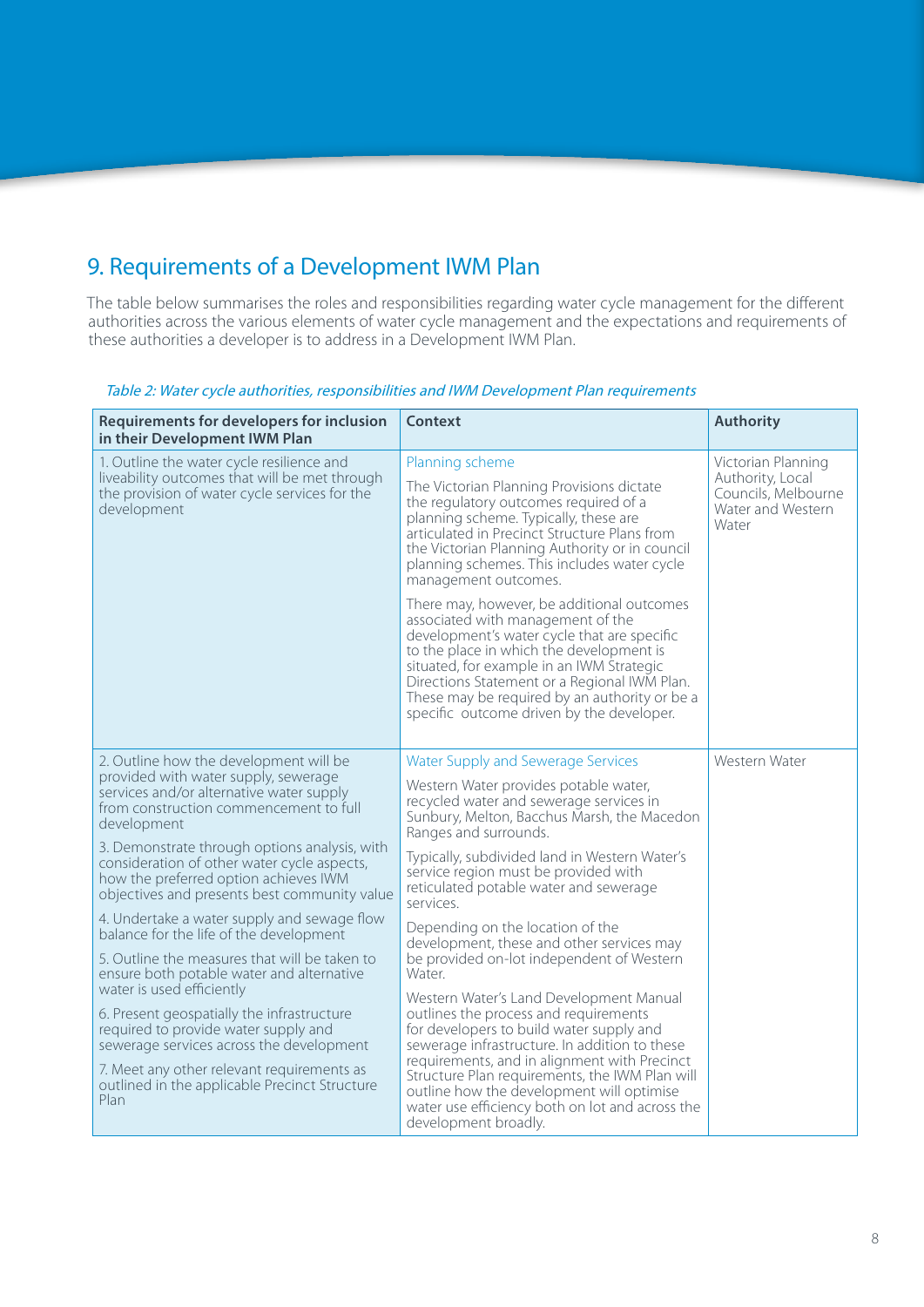# 9. Requirements of a Development IWM Plan

The table below summarises the roles and responsibilities regarding water cycle management for the different authorities across the various elements of water cycle management and the expectations and requirements of these authorities a developer is to address in a Development IWM Plan.

*Table 2: Water cycle authorities, responsibilities and IWM Development Plan requirements*

| Requirements for developers for inclusion in their Development IWM Plan | Context | Authority |
|---|---|---|
| 1. Outline the water cycle resilience and liveability outcomes that will be met through the provision of water cycle services for the development | Planning scheme<br><br>The Victorian Planning Provisions dictate the regulatory outcomes required of a planning scheme. Typically, these are articulated in Precinct Structure Plans from the Victorian Planning Authority or in council planning schemes. This includes water cycle management outcomes.<br><br>There may, however, be additional outcomes associated with management of the development's water cycle that are specific to the place in which the development is situated, for example in an IWM Strategic Directions Statement or a Regional IWM Plan. These may be required by an authority or be a specific outcome driven by the developer. | Victorian Planning Authority, Local Councils, Melbourne Water and Western Water |
| 2. Outline how the development will be provided with water supply, sewerage services and/or alternative water supply from construction commencement to full development<br><br>3. Demonstrate through options analysis, with consideration of other water cycle aspects, how the preferred option achieves IWM objectives and presents best community value<br><br>4. Undertake a water supply and sewage flow balance for the life of the development<br><br>5. Outline the measures that will be taken to ensure both potable water and alternative water is used efficiently<br><br>6. Present geospatially the infrastructure required to provide water supply and sewerage services across the development<br><br>7. Meet any other relevant requirements as outlined in the applicable Precinct Structure Plan | Water Supply and Sewerage Services<br><br>Western Water provides potable water, recycled water and sewerage services in Sunbury, Melton, Bacchus Marsh, the Macedon Ranges and surrounds.<br><br>Typically, subdivided land in Western Water's service region must be provided with reticulated potable water and sewerage services.<br><br>Depending on the location of the development, these and other services may be provided on-lot independent of Western Water.<br><br>Western Water's Land Development Manual outlines the process and requirements for developers to build water supply and sewerage infrastructure. In addition to these requirements, and in alignment with Precinct Structure Plan requirements, the IWM Plan will outline how the development will optimise water use efficiency both on lot and across the development broadly. | Western Water |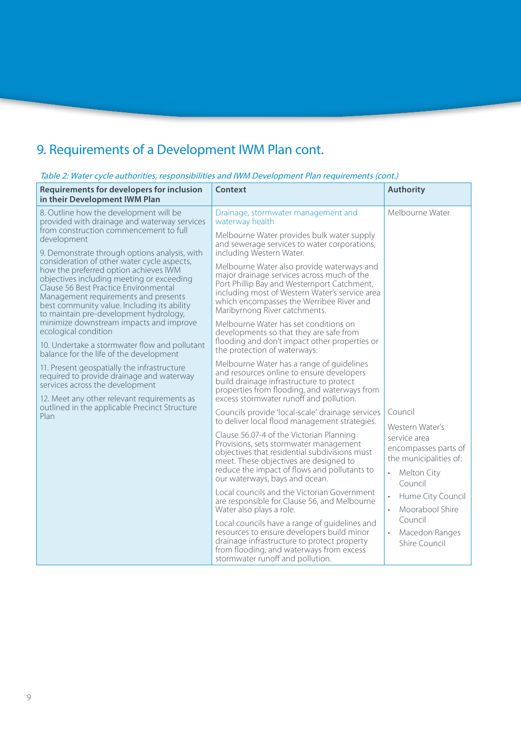## 9. Requirements of a Development IWM Plan cont.

*Table 2: Water cycle authorities, responsibilities and IWM Development Plan requirements (cont.)*

| Requirements for developers for inclusion in their Development IWM Plan | Context | Authority |
|---|---|---|
| 8. Outline how the development will be provided with drainage and waterway services from construction commencement to full development<br><br>9. Demonstrate through options analysis, with consideration of other water cycle aspects, how the preferred option achieves IWM objectives including meeting or exceeding Clause 56 Best Practice Environmental Management requirements and presents best community value. Including its ability to maintain pre-development hydrology, minimize downstream impacts and improve ecological condition<br><br>10. Undertake a stormwater flow and pollutant balance for the life of the development<br><br>11. Present geospatially the infrastructure required to provide drainage and waterway services across the development<br><br>12. Meet any other relevant requirements as outlined in the applicable Precinct Structure Plan | Drainage, stormwater management and waterway health<br><br>Melbourne Water provides bulk water supply and sewerage services to water corporations, including Western Water.<br><br>Melbourne Water also provide waterways and major drainage services across much of the Port Phillip Bay and Westernport Catchment, including most of Western Water's service area which encompasses the Werribee River and Maribyrnong River catchments.<br><br>Melbourne Water has set conditions on developments so that they are safe from flooding and don't impact other properties or the protection of waterways.<br><br>Melbourne Water has a range of guidelines and resources online to ensure developers build drainage infrastructure to protect properties from flooding, and waterways from excess stormwater runoff and pollution. | Melbourne Water |
| | Councils provide 'local-scale' drainage services to deliver local flood management strategies.<br><br>Clause 56.07-4 of the Victorian Planning Provisions, sets stormwater management objectives that residential subdivisions must meet. These objectives are designed to reduce the impact of flows and pollutants to our waterways, bays and ocean.<br><br>Local councils and the Victorian Government are responsible for Clause 56, and Melbourne Water also plays a role.<br><br>Local councils have a range of guidelines and resources to ensure developers build minor drainage infrastructure to protect property from flooding, and waterways from excess stormwater runoff and pollution. | Council<br><br>Western Water's service area encompasses parts of the municipalities of:<br>• Melton City Council<br>• Hume City Council<br>• Moorabool Shire Council<br>• Macedon Ranges Shire Council |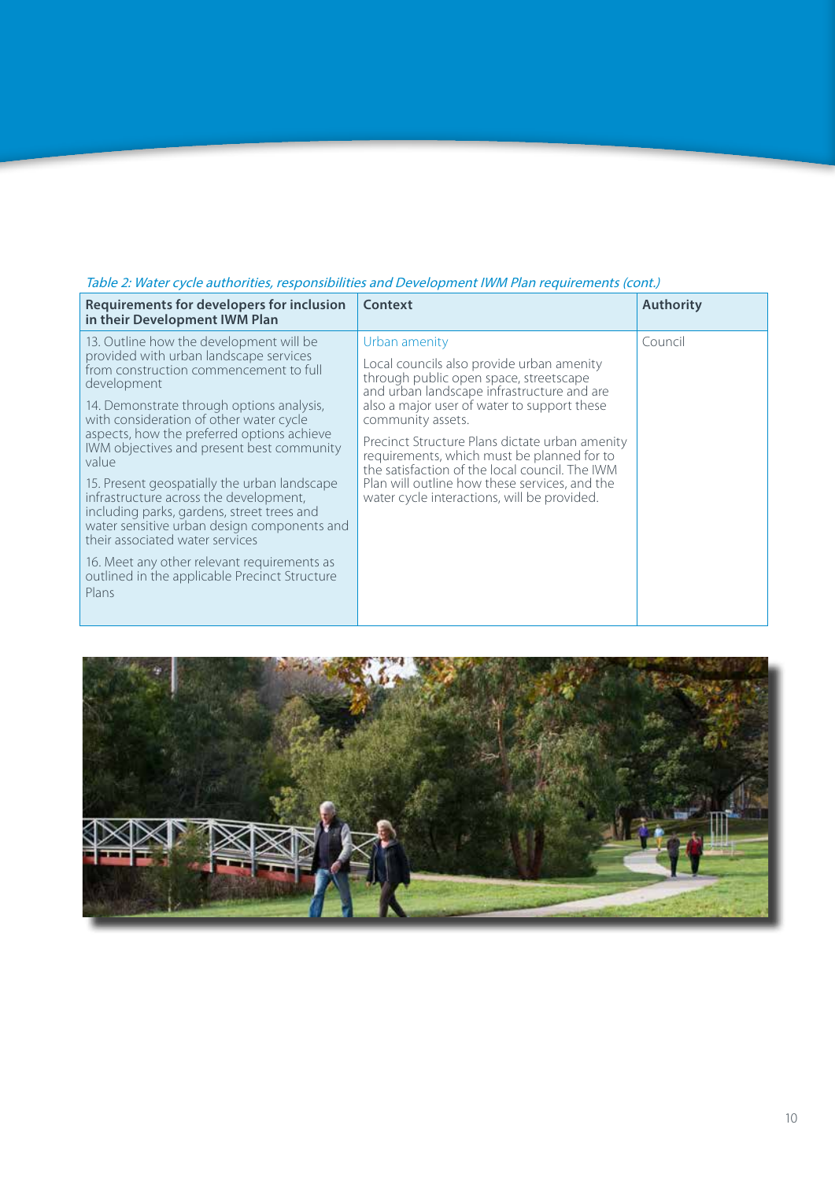*Table 2: Water cycle authorities, responsibilities and Development IWM Plan requirements (cont.)*

| Requirements for developers for inclusion in their Development IWM Plan | Context | Authority |
|---|---|---|
| 13. Outline how the development will be provided with urban landscape services from construction commencement to full development<br><br>14. Demonstrate through options analysis, with consideration of other water cycle aspects, how the preferred options achieve IWM objectives and present best community value<br><br>15. Present geospatially the urban landscape infrastructure across the development, including parks, gardens, street trees and water sensitive urban design components and their associated water services<br><br>16. Meet any other relevant requirements as outlined in the applicable Precinct Structure Plans | Urban amenity<br><br>Local councils also provide urban amenity through public open space, streetscape and urban landscape infrastructure and are also a major user of water to support these community assets.<br><br>Precinct Structure Plans dictate urban amenity requirements, which must be planned for to the satisfaction of the local council. The IWM Plan will outline how these services, and the water cycle interactions, will be provided. | Council |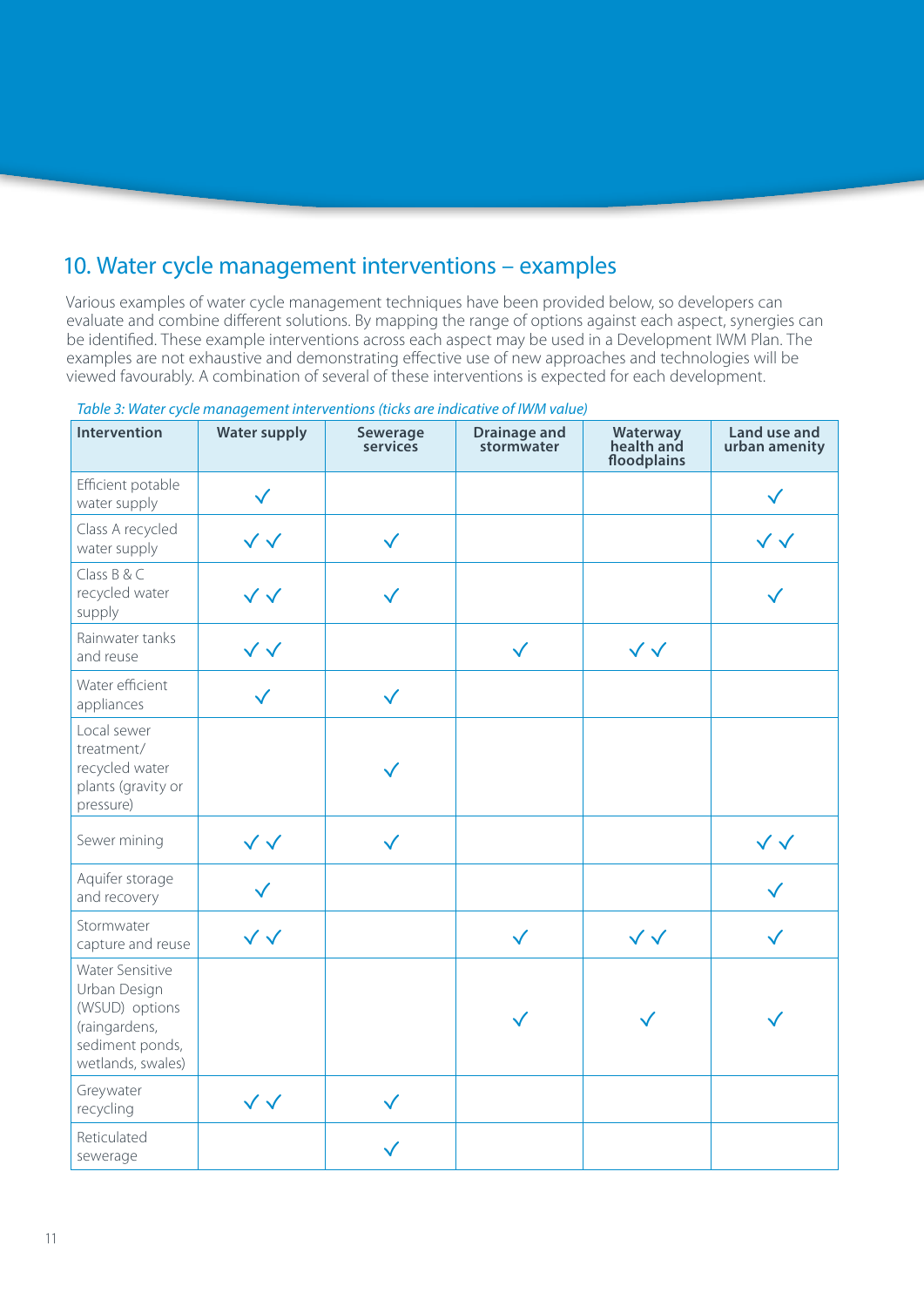## 10. Water cycle management interventions – examples

Various examples of water cycle management techniques have been provided below, so developers can evaluate and combine different solutions. By mapping the range of options against each aspect, synergies can be identified. These example interventions across each aspect may be used in a Development IWM Plan. The examples are not exhaustive and demonstrating effective use of new approaches and technologies will be viewed favourably. A combination of several of these interventions is expected for each development.

*Table 3: Water cycle management interventions (ticks are indicative of IWM value)*

| Intervention | Water supply | Sewerage services | Drainage and stormwater | Waterway health and floodplains | Land use and urban amenity |
|---|---|---|---|---|---|
| Efficient potable water supply | ✓ | | | | ✓ |
| Class A recycled water supply | ✓✓ | ✓ | | | ✓✓ |
| Class B & C recycled water supply | ✓✓ | ✓ | | | ✓ |
| Rainwater tanks and reuse | ✓✓ | | ✓ | ✓✓ | |
| Water efficient appliances | ✓ | ✓ | | | |
| Local sewer treatment/ recycled water plants (gravity or pressure) | | ✓ | | | |
| Sewer mining | ✓✓ | ✓ | | | ✓✓ |
| Aquifer storage and recovery | ✓ | | | | ✓ |
| Stormwater capture and reuse | ✓✓ | | ✓ | ✓✓ | ✓ |
| Water Sensitive Urban Design (WSUD) options (raingardens, sediment ponds, wetlands, swales) | | | ✓ | ✓ | ✓ |
| Greywater recycling | ✓✓ | ✓ | | | |
| Reticulated sewerage | | ✓ | | | |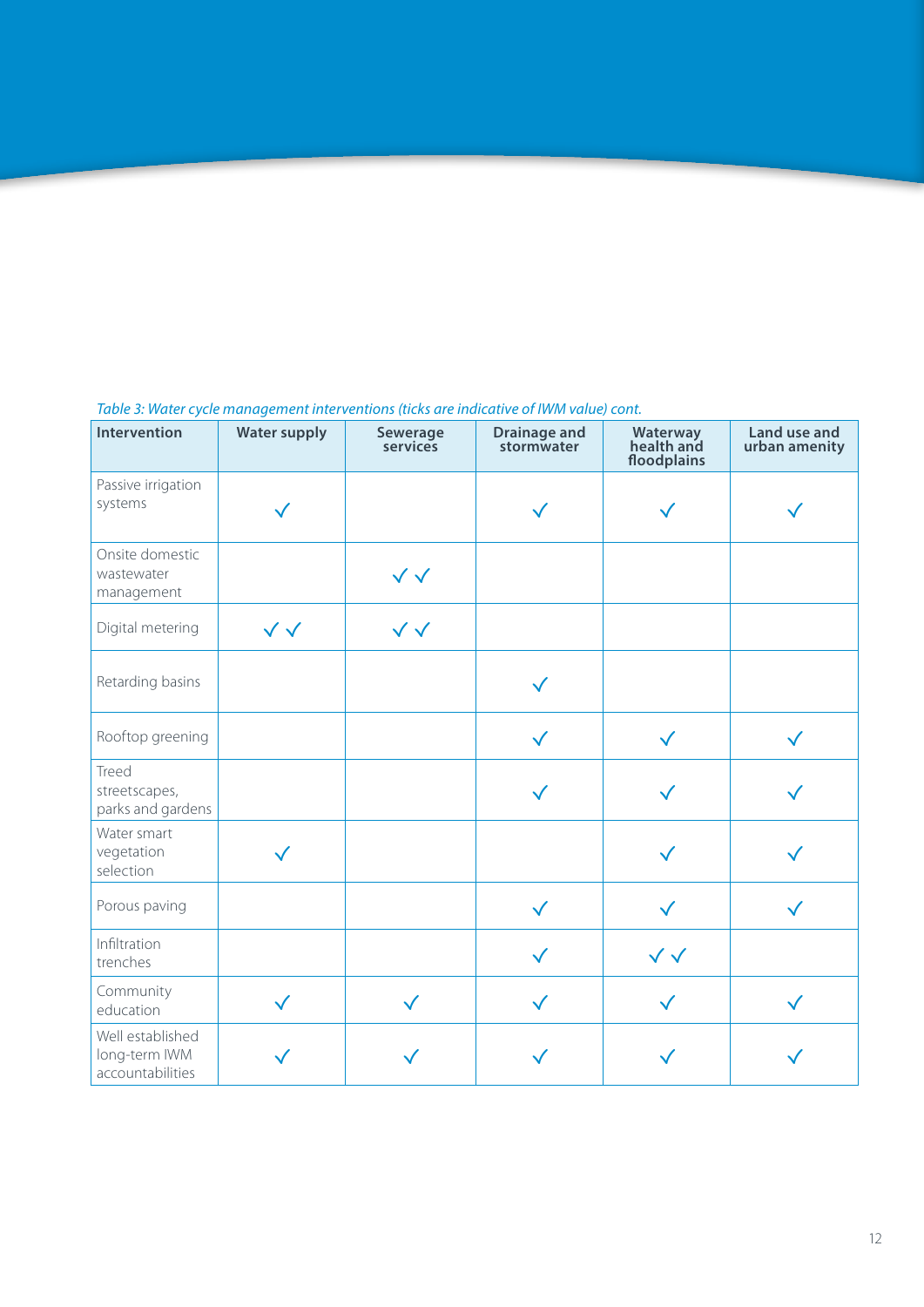*Table 3: Water cycle management interventions (ticks are indicative of IWM value) cont.*

| Intervention | Water supply | Sewerage services | Drainage and stormwater | Waterway health and floodplains | Land use and urban amenity |
|---|---|---|---|---|---|
| Passive irrigation systems | ✓ | | ✓ | ✓ | ✓ |
| Onsite domestic wastewater management | | ✓✓ | | | |
| Digital metering | ✓✓ | ✓✓ | | | |
| Retarding basins | | | ✓ | | |
| Rooftop greening | | | ✓ | ✓ | ✓ |
| Treed streetscapes, parks and gardens | | | ✓ | ✓ | ✓ |
| Water smart vegetation selection | ✓ | | | ✓ | ✓ |
| Porous paving | | | ✓ | ✓ | ✓ |
| Infiltration trenches | | | ✓ | ✓✓ | |
| Community education | ✓ | ✓ | ✓ | ✓ | ✓ |
| Well established long-term IWM accountabilities | ✓ | ✓ | ✓ | ✓ | ✓ |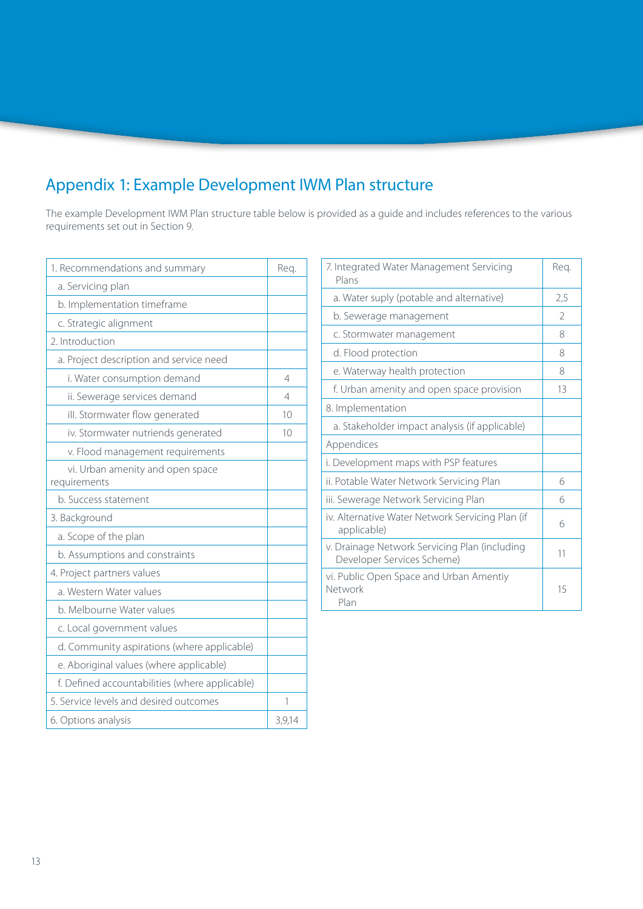# Appendix 1: Example Development IWM Plan structure

The example Development IWM Plan structure table below is provided as a guide and includes references to the various requirements set out in Section 9.

| 1. Recommendations and summary | Req. |
|---|---|
| a. Servicing plan | |
| b. Implementation timeframe | |
| c. Strategic alignment | |
| 2. Introduction | |
| a. Project description and service need | |
| i. Water consumption demand | 4 |
| ii. Sewerage services demand | 4 |
| iII. Stormwater flow generated | 10 |
| iv. Stormwater nutriends generated | 10 |
| v. Flood management requirements | |
| vi. Urban amenity and open space requirements | |
| b. Success statement | |
| 3. Background | |
| a. Scope of the plan | |
| b. Assumptions and constraints | |
| 4. Project partners values | |
| a. Western Water values | |
| b. Melbourne Water values | |
| c. Local government values | |
| d. Community aspirations (where applicable) | |
| e. Aboriginal values (where applicable) | |
| f. Defined accountabilities (where applicable) | |
| 5. Service levels and desired outcomes | 1 |
| 6. Options analysis | 3,9,14 |

| 7. Integrated Water Management Servicing Plans | Req. |
|---|---|
| a. Water suply (potable and alternative) | 2,5 |
| b. Sewerage management | 2 |
| c. Stormwater management | 8 |
| d. Flood protection | 8 |
| e. Waterway health protection | 8 |
| f. Urban amenity and open space provision | 13 |
| 8. Implementation | |
| a. Stakeholder impact analysis (if applicable) | |
| Appendices | |
| i. Development maps with PSP features | |
| ii. Potable Water Network Servicing Plan | 6 |
| iii. Sewerage Network Servicing Plan | 6 |
| iv. Alternative Water Network Servicing Plan (if applicable) | 6 |
| v. Drainage Network Servicing Plan (including Developer Services Scheme) | 11 |
| vi. Public Open Space and Urban Amentiy Network Plan | 15 |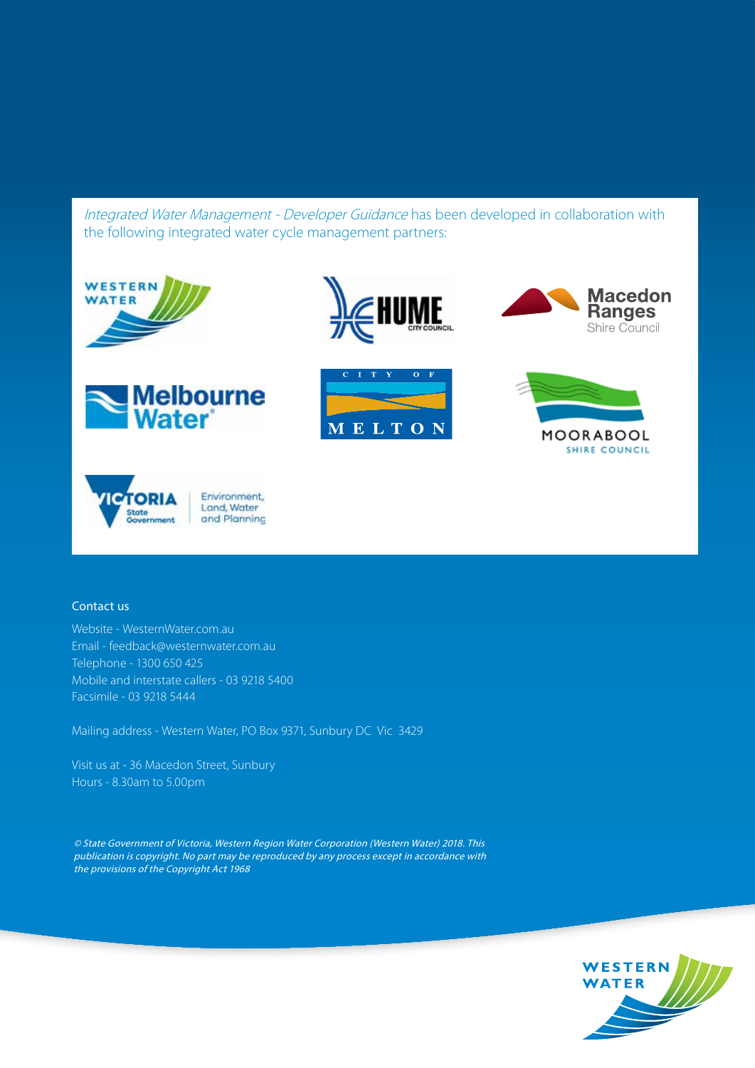*Integrated Water Management - Developer Guidance* has been developed in collaboration with the following integrated water cycle management partners:

Contact us

Website - WesternWater.com.au
Email - feedback@westernwater.com.au
Telephone - 1300 650 425
Mobile and interstate callers - 03 9218 5400
Facsimile - 03 9218 5444

Mailing address - Western Water, PO Box 9371, Sunbury DC Vic 3429

Visit us at - 36 Macedon Street, Sunbury
Hours - 8.30am to 5.00pm

*© State Government of Victoria, Western Region Water Corporation (Western Water) 2018. This publication is copyright. No part may be reproduced by any process except in accordance with the provisions of the Copyright Act 1968*